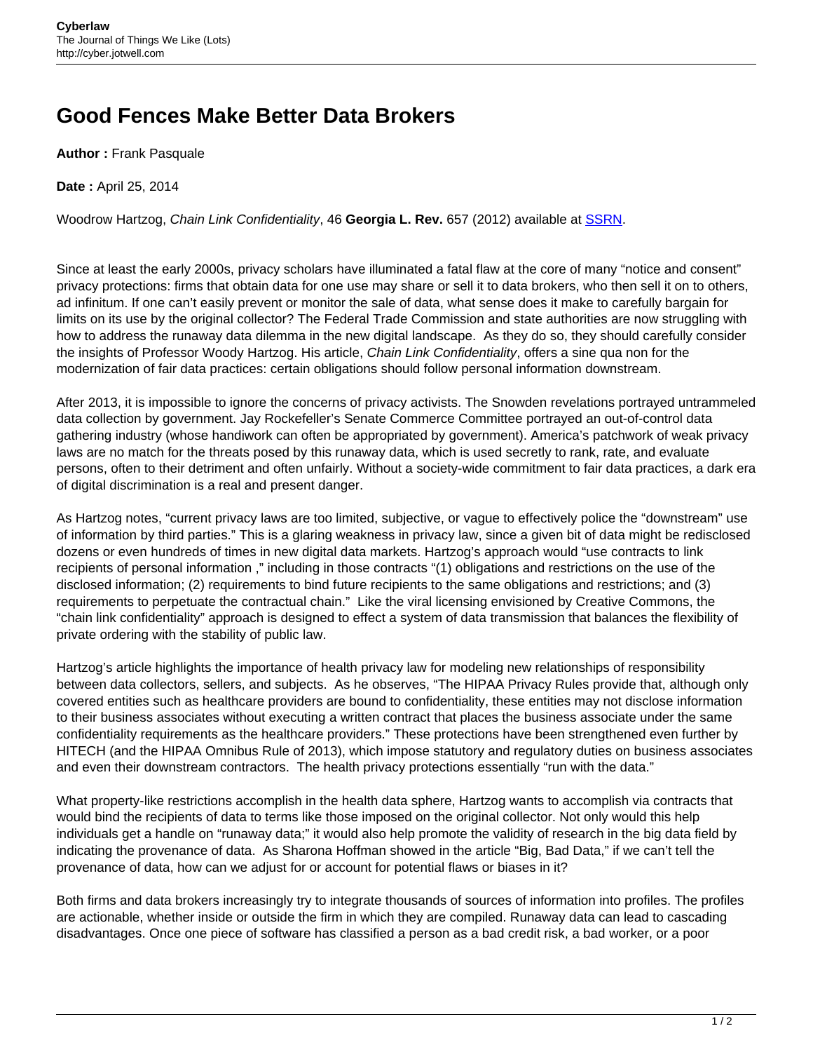# Good Fences Make Better Data Brokers

**Author :** Frank Pasquale

**Date :** April 25, 2014

Woodrow Hartzog, *Chain Link Confidentiality*, 46 **Georgia L. Rev.** 657 (2012) available at SSRN.

Since at least the early 2000s, privacy scholars have illuminated a fatal flaw at the core of many "notice and consent" privacy protections: firms that obtain data for one use may share or sell it to data brokers, who then sell it on to others, ad infinitum. If one can't easily prevent or monitor the sale of data, what sense does it make to carefully bargain for limits on its use by the original collector? The Federal Trade Commission and state authorities are now struggling with how to address the runaway data dilemma in the new digital landscape. As they do so, they should carefully consider the insights of Professor Woody Hartzog. His article, *Chain Link Confidentiality*, offers a sine qua non for the modernization of fair data practices: certain obligations should follow personal information downstream.

After 2013, it is impossible to ignore the concerns of privacy activists. The Snowden revelations portrayed untrammeled data collection by government. Jay Rockefeller's Senate Commerce Committee portrayed an out-of-control data gathering industry (whose handiwork can often be appropriated by government). America's patchwork of weak privacy laws are no match for the threats posed by this runaway data, which is used secretly to rank, rate, and evaluate persons, often to their detriment and often unfairly. Without a society-wide commitment to fair data practices, a dark era of digital discrimination is a real and present danger.

As Hartzog notes, "current privacy laws are too limited, subjective, or vague to effectively police the "downstream" use of information by third parties." This is a glaring weakness in privacy law, since a given bit of data might be redisclosed dozens or even hundreds of times in new digital data markets. Hartzog's approach would "use contracts to link recipients of personal information ," including in those contracts "(1) obligations and restrictions on the use of the disclosed information; (2) requirements to bind future recipients to the same obligations and restrictions; and (3) requirements to perpetuate the contractual chain." Like the viral licensing envisioned by Creative Commons, the "chain link confidentiality" approach is designed to effect a system of data transmission that balances the flexibility of private ordering with the stability of public law.

Hartzog's article highlights the importance of health privacy law for modeling new relationships of responsibility between data collectors, sellers, and subjects. As he observes, "The HIPAA Privacy Rules provide that, although only covered entities such as healthcare providers are bound to confidentiality, these entities may not disclose information to their business associates without executing a written contract that places the business associate under the same confidentiality requirements as the healthcare providers." These protections have been strengthened even further by HITECH (and the HIPAA Omnibus Rule of 2013), which impose statutory and regulatory duties on business associates and even their downstream contractors. The health privacy protections essentially "run with the data."

What property-like restrictions accomplish in the health data sphere, Hartzog wants to accomplish via contracts that would bind the recipients of data to terms like those imposed on the original collector. Not only would this help individuals get a handle on "runaway data;" it would also help promote the validity of research in the big data field by indicating the provenance of data. As Sharona Hoffman showed in the article "Big, Bad Data," if we can't tell the provenance of data, how can we adjust for or account for potential flaws or biases in it?

Both firms and data brokers increasingly try to integrate thousands of sources of information into profiles. The profiles are actionable, whether inside or outside the firm in which they are compiled. Runaway data can lead to cascading disadvantages. Once one piece of software has classified a person as a bad credit risk, a bad worker, or a poor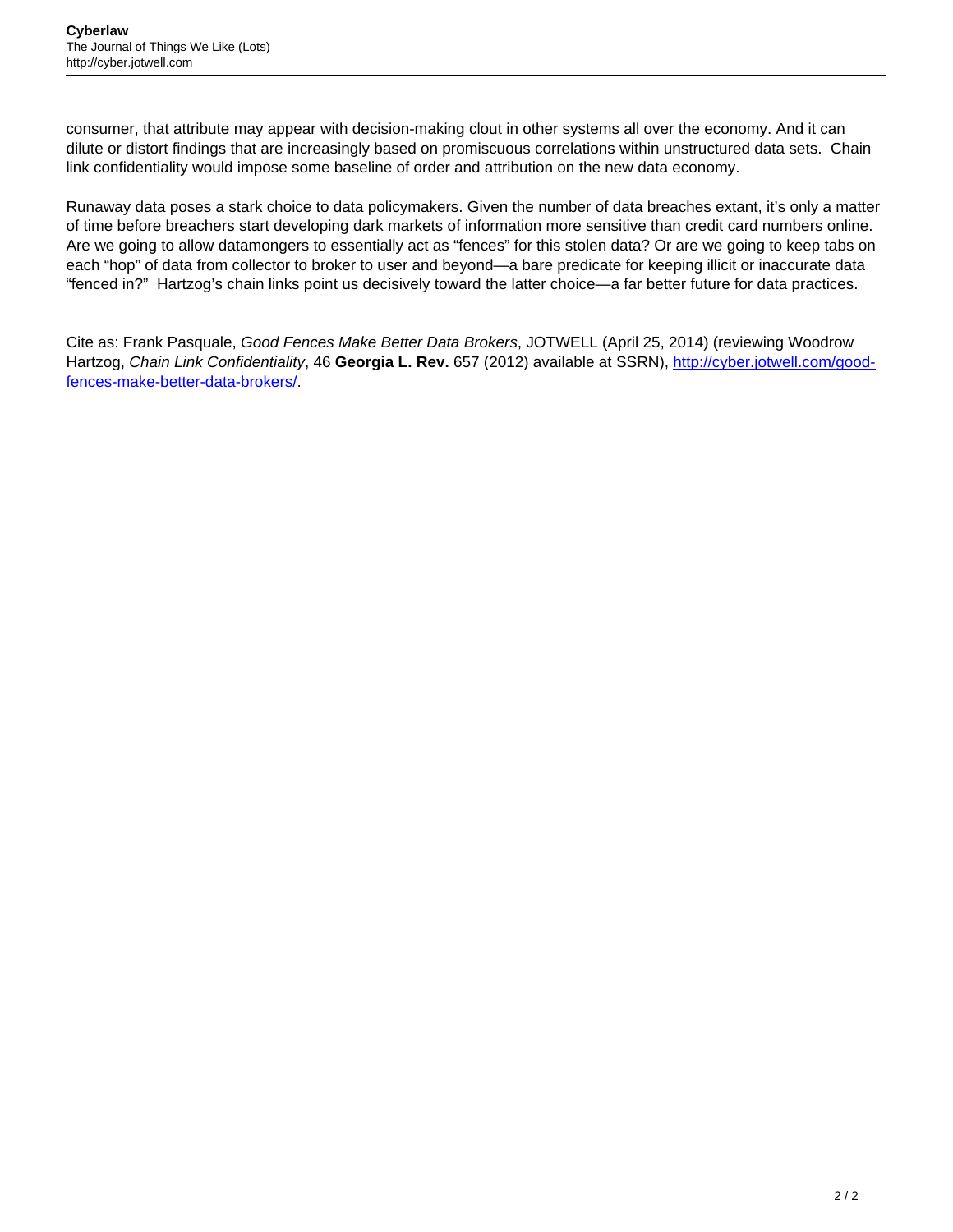consumer, that attribute may appear with decision-making clout in other systems all over the economy. And it can dilute or distort findings that are increasingly based on promiscuous correlations within unstructured data sets. Chain link confidentiality would impose some baseline of order and attribution on the new data economy.

Runaway data poses a stark choice to data policymakers. Given the number of data breaches extant, it's only a matter of time before breachers start developing dark markets of information more sensitive than credit card numbers online. Are we going to allow datamongers to essentially act as "fences" for this stolen data? Or are we going to keep tabs on each "hop" of data from collector to broker to user and beyond—a bare predicate for keeping illicit or inaccurate data "fenced in?" Hartzog's chain links point us decisively toward the latter choice—a far better future for data practices.

Cite as: Frank Pasquale, *Good Fences Make Better Data Brokers*, JOTWELL (April 25, 2014) (reviewing Woodrow Hartzog, *Chain Link Confidentiality*, 46 **Georgia L. Rev.** 657 (2012) available at SSRN), [http://cyber.jotwell.com/good-fences-make-better-data-brokers/](http://cyber.jotwell.com/good-fences-make-better-data-brokers/).